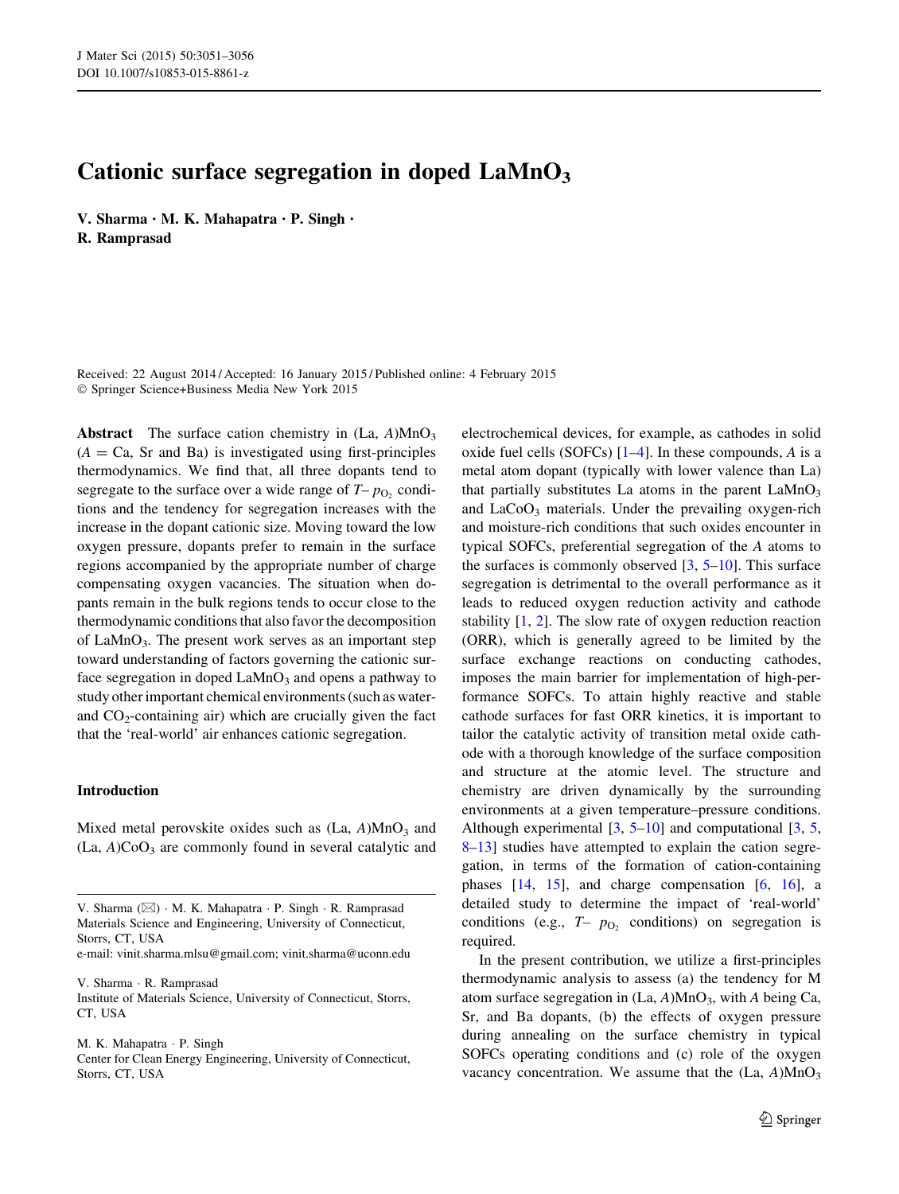# Cationic surface segregation in doped $LaMnO_3$

**V. Sharma · M. K. Mahapatra · P. Singh · R. Ramprasad**

Received: 22 August 2014 / Accepted: 16 January 2015 / Published online: 4 February 2015
© Springer Science+Business Media New York 2015

**Abstract** The surface cation chemistry in (La, *A*)$MnO_3$ (*A* = Ca, Sr and Ba) is investigated using first-principles thermodynamics. We find that, all three dopants tend to segregate to the surface over a wide range of $T$– $p_{O_2}$ conditions and the tendency for segregation increases with the increase in the dopant cationic size. Moving toward the low oxygen pressure, dopants prefer to remain in the surface regions accompanied by the appropriate number of charge compensating oxygen vacancies. The situation when dopants remain in the bulk regions tends to occur close to the thermodynamic conditions that also favor the decomposition of $LaMnO_3$. The present work serves as an important step toward understanding of factors governing the cationic surface segregation in doped $LaMnO_3$ and opens a pathway to study other important chemical environments (such as water- and $CO_2$-containing air) which are crucially given the fact that the 'real-world' air enhances cationic segregation.

## Introduction

Mixed metal perovskite oxides such as (La, *A*)$MnO_3$ and (La, *A*)$CoO_3$ are commonly found in several catalytic and electrochemical devices, for example, as cathodes in solid oxide fuel cells (SOFCs) [1–4]. In these compounds, *A* is a metal atom dopant (typically with lower valence than La) that partially substitutes La atoms in the parent $LaMnO_3$ and $LaCoO_3$ materials. Under the prevailing oxygen-rich and moisture-rich conditions that such oxides encounter in typical SOFCs, preferential segregation of the *A* atoms to the surfaces is commonly observed [3, 5–10]. This surface segregation is detrimental to the overall performance as it leads to reduced oxygen reduction activity and cathode stability [1, 2]. The slow rate of oxygen reduction reaction (ORR), which is generally agreed to be limited by the surface exchange reactions on conducting cathodes, imposes the main barrier for implementation of high-performance SOFCs. To attain highly reactive and stable cathode surfaces for fast ORR kinetics, it is important to tailor the catalytic activity of transition metal oxide cathode with a thorough knowledge of the surface composition and structure at the atomic level. The structure and chemistry are driven dynamically by the surrounding environments at a given temperature–pressure conditions. Although experimental [3, 5–10] and computational [3, 5, 8–13] studies have attempted to explain the cation segregation, in terms of the formation of cation-containing phases [14, 15], and charge compensation [6, 16], a detailed study to determine the impact of 'real-world' conditions (e.g., $T$– $p_{O_2}$ conditions) on segregation is required.

In the present contribution, we utilize a first-principles thermodynamic analysis to assess (a) the tendency for M atom surface segregation in (La, *A*)$MnO_3$, with *A* being Ca, Sr, and Ba dopants, (b) the effects of oxygen pressure during annealing on the surface chemistry in typical SOFCs operating conditions and (c) role of the oxygen vacancy concentration. We assume that the (La, *A*)$MnO_3$

---

V. Sharma (✉) · M. K. Mahapatra · P. Singh · R. Ramprasad
Materials Science and Engineering, University of Connecticut, Storrs, CT, USA
e-mail: vinit.sharma.mlsu@gmail.com; vinit.sharma@uconn.edu

V. Sharma · R. Ramprasad
Institute of Materials Science, University of Connecticut, Storrs, CT, USA

M. K. Mahapatra · P. Singh
Center for Clean Energy Engineering, University of Connecticut, Storrs, CT, USA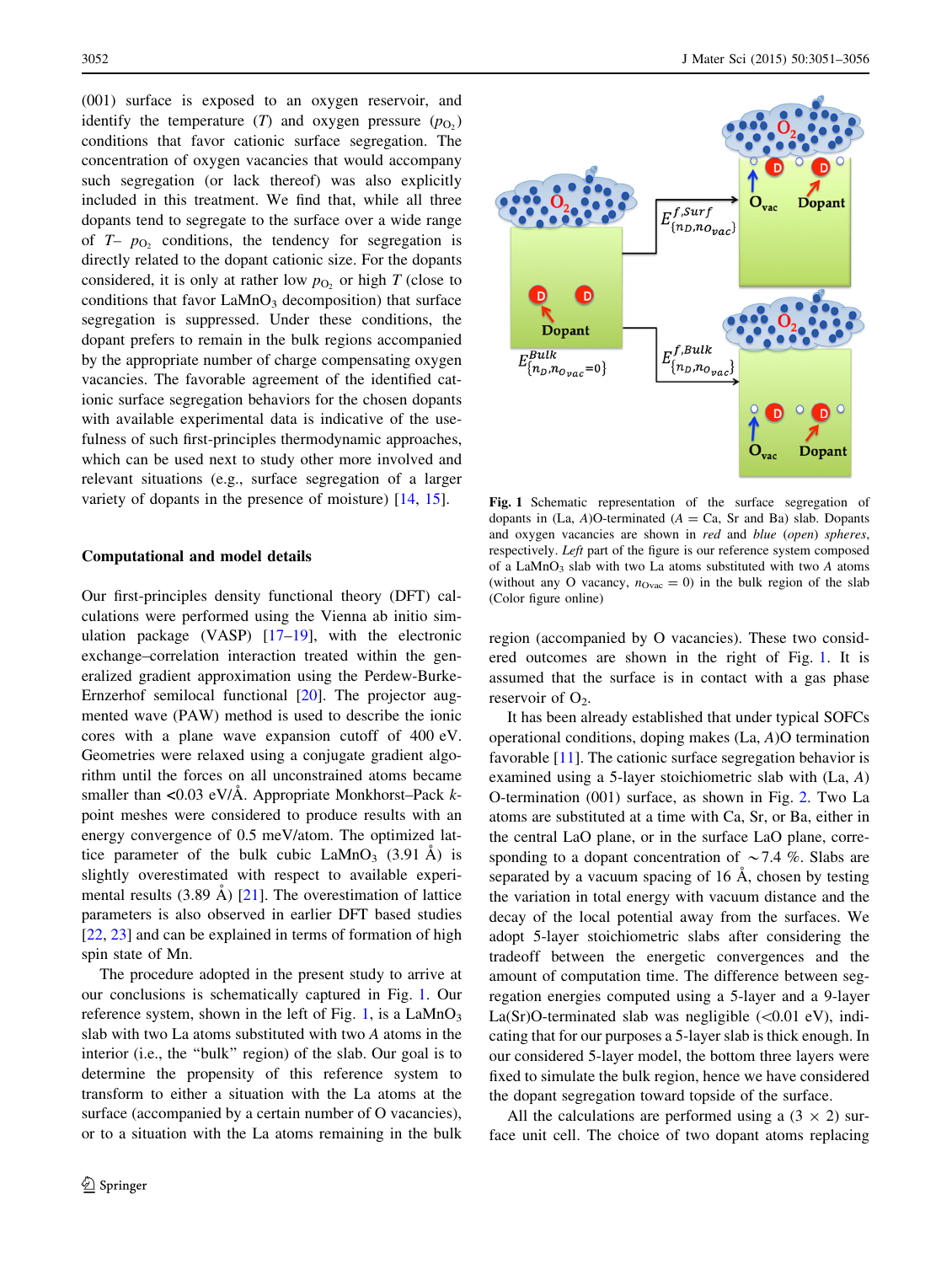(001) surface is exposed to an oxygen reservoir, and identify the temperature ($T$) and oxygen pressure ($p_{O_2}$) conditions that favor cationic surface segregation. The concentration of oxygen vacancies that would accompany such segregation (or lack thereof) was also explicitly included in this treatment. We find that, while all three dopants tend to segregate to the surface over a wide range of $T$– $p_{O_2}$ conditions, the tendency for segregation is directly related to the dopant cationic size. For the dopants considered, it is only at rather low $p_{O_2}$ or high $T$ (close to conditions that favor $LaMnO_3$ decomposition) that surface segregation is suppressed. Under these conditions, the dopant prefers to remain in the bulk regions accompanied by the appropriate number of charge compensating oxygen vacancies. The favorable agreement of the identified cationic surface segregation behaviors for the chosen dopants with available experimental data is indicative of the usefulness of such first-principles thermodynamic approaches, which can be used next to study other more involved and relevant situations (e.g., surface segregation of a larger variety of dopants in the presence of moisture) [14, 15].

## Computational and model details

Our first-principles density functional theory (DFT) calculations were performed using the Vienna ab initio simulation package (VASP) [17–19], with the electronic exchange–correlation interaction treated within the generalized gradient approximation using the Perdew-Burke-Ernzerhof semilocal functional [20]. The projector augmented wave (PAW) method is used to describe the ionic cores with a plane wave expansion cutoff of 400 eV. Geometries were relaxed using a conjugate gradient algorithm until the forces on all unconstrained atoms became smaller than <0.03 eV/Å. Appropriate Monkhorst–Pack $k$-point meshes were considered to produce results with an energy convergence of 0.5 meV/atom. The optimized lattice parameter of the bulk cubic $LaMnO_3$ (3.91 Å) is slightly overestimated with respect to available experimental results (3.89 Å) [21]. The overestimation of lattice parameters is also observed in earlier DFT based studies [22, 23] and can be explained in terms of formation of high spin state of Mn.

The procedure adopted in the present study to arrive at our conclusions is schematically captured in Fig. 1. Our reference system, shown in the left of Fig. 1, is a $LaMnO_3$ slab with two La atoms substituted with two $A$ atoms in the interior (i.e., the "bulk" region) of the slab. Our goal is to determine the propensity of this reference system to transform to either a situation with the La atoms at the surface (accompanied by a certain number of O vacancies), or to a situation with the La atoms remaining in the bulk region (accompanied by O vacancies). These two considered outcomes are shown in the right of Fig. 1. It is assumed that the surface is in contact with a gas phase reservoir of $O_2$.

**Fig. 1** Schematic representation of the surface segregation of dopants in (La, $A$)O-terminated ($A$ = Ca, Sr and Ba) slab. Dopants and oxygen vacancies are shown in *red* and *blue* (*open*) *spheres*, respectively. *Left* part of the figure is our reference system composed of a $LaMnO_3$ slab with two La atoms substituted with two $A$ atoms (without any O vacancy, $n_{Ovac} = 0$) in the bulk region of the slab (Color figure online)

It has been already established that under typical SOFCs operational conditions, doping makes (La, $A$)O termination favorable [11]. The cationic surface segregation behavior is examined using a 5-layer stoichiometric slab with (La, $A$) O-termination (001) surface, as shown in Fig. 2. Two La atoms are substituted at a time with Ca, Sr, or Ba, either in the central LaO plane, or in the surface LaO plane, corresponding to a dopant concentration of ~7.4 %. Slabs are separated by a vacuum spacing of 16 Å, chosen by testing the variation in total energy with vacuum distance and the decay of the local potential away from the surfaces. We adopt 5-layer stoichiometric slabs after considering the tradeoff between the energetic convergences and the amount of computation time. The difference between segregation energies computed using a 5-layer and a 9-layer La(Sr)O-terminated slab was negligible (<0.01 eV), indicating that for our purposes a 5-layer slab is thick enough. In our considered 5-layer model, the bottom three layers were fixed to simulate the bulk region, hence we have considered the dopant segregation toward topside of the surface.

All the calculations are performed using a (3 × 2) surface unit cell. The choice of two dopant atoms replacing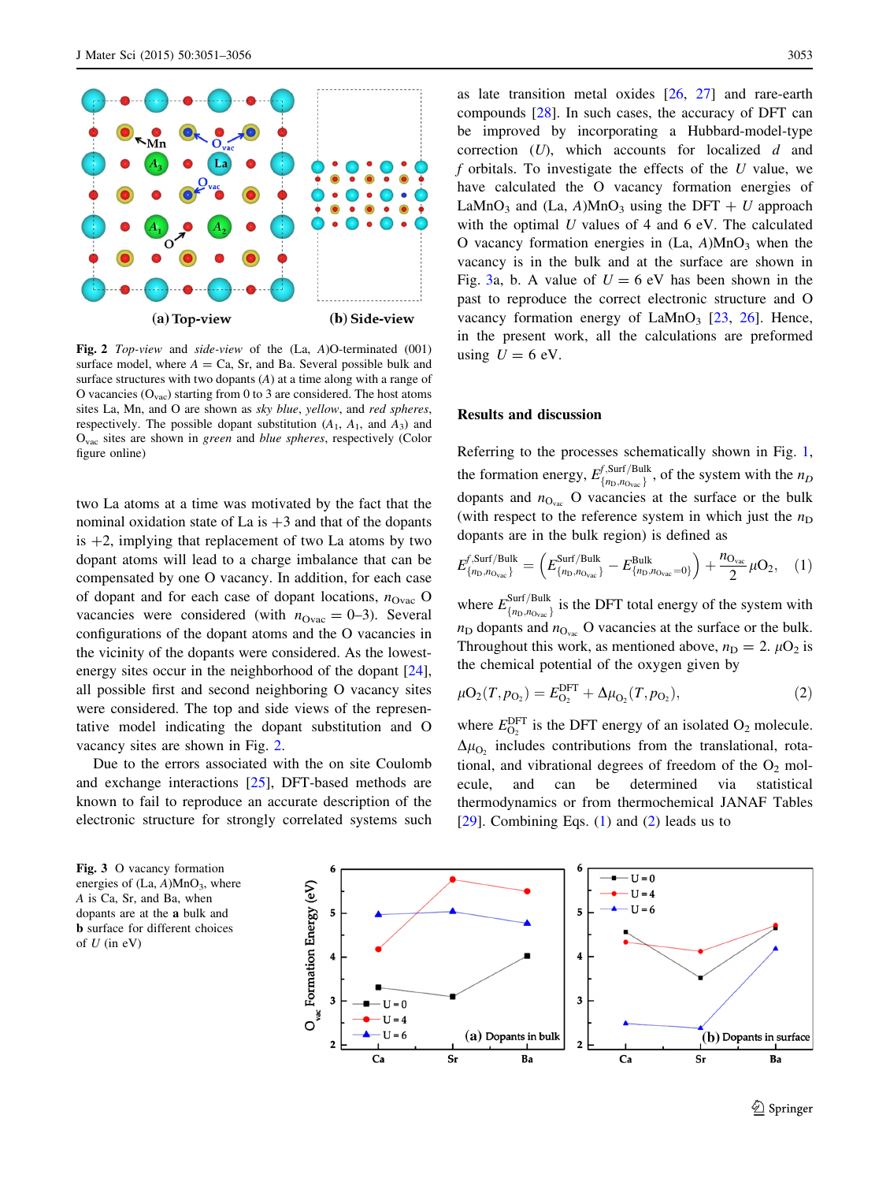Fig. 2 *Top-view* and *side-view* of the (La, *A*)O-terminated (001) surface model, where $A$ = Ca, Sr, and Ba. Several possible bulk and surface structures with two dopants (*A*) at a time along with a range of O vacancies ($O_{vac}$) starting from 0 to 3 are considered. The host atoms sites La, Mn, and O are shown as *sky blue*, *yellow*, and *red spheres*, respectively. The possible dopant substitution ($A_1$, $A_1$, and $A_3$) and $O_{vac}$ sites are shown in *green* and *blue spheres*, respectively (Color figure online)

two La atoms at a time was motivated by the fact that the nominal oxidation state of La is +3 and that of the dopants is +2, implying that replacement of two La atoms by two dopant atoms will lead to a charge imbalance that can be compensated by one O vacancy. In addition, for each case of dopant and for each case of dopant locations, $n_{Ovac}$ O vacancies were considered (with $n_{Ovac} = 0$–3). Several configurations of the dopant atoms and the O vacancies in the vicinity of the dopants were considered. As the lowest-energy sites occur in the neighborhood of the dopant [24], all possible first and second neighboring O vacancy sites were considered. The top and side views of the representative model indicating the dopant substitution and O vacancy sites are shown in Fig. 2.

Due to the errors associated with the on site Coulomb and exchange interactions [25], DFT-based methods are known to fail to reproduce an accurate description of the electronic structure for strongly correlated systems such as late transition metal oxides [26, 27] and rare-earth compounds [28]. In such cases, the accuracy of DFT can be improved by incorporating a Hubbard-model-type correction ($U$), which accounts for localized $d$ and $f$ orbitals. To investigate the effects of the $U$ value, we have calculated the O vacancy formation energies of $LaMnO_3$ and (La, $A$)$MnO_3$ using the DFT + $U$ approach with the optimal $U$ values of 4 and 6 eV. The calculated O vacancy formation energies in (La, $A$)$MnO_3$ when the vacancy is in the bulk and at the surface are shown in Fig. 3a, b. A value of $U = 6$ eV has been shown in the past to reproduce the correct electronic structure and O vacancy formation energy of $LaMnO_3$ [23, 26]. Hence, in the present work, all the calculations are preformed using $U = 6$ eV.

## Results and discussion

Referring to the processes schematically shown in Fig. 1, the formation energy, $E^{f,\mathrm{Surf/Bulk}}_{\{n_D,n_{O_{vac}}\}}$, of the system with the $n_D$ dopants and $n_{O_{vac}}$ O vacancies at the surface or the bulk (with respect to the reference system in which just the $n_D$ dopants are in the bulk region) is defined as

$$E^{f,\mathrm{Surf/Bulk}}_{\{n_D,n_{O_{vac}}\}} = \left(E^{\mathrm{Surf/Bulk}}_{\{n_D,n_{O_{vac}}\}} - E^{\mathrm{Bulk}}_{\{n_D,n_{O_{vac}}=0\}}\right) + \frac{n_{O_{vac}}}{2}\mu O_2, \quad (1)$$

where $E^{\mathrm{Surf/Bulk}}_{\{n_D,n_{O_{vac}}\}}$ is the DFT total energy of the system with $n_D$ dopants and $n_{O_{vac}}$ O vacancies at the surface or the bulk. Throughout this work, as mentioned above, $n_D = 2$. $\mu O_2$ is the chemical potential of the oxygen given by

$$\mu O_2(T, p_{O_2}) = E^{\mathrm{DFT}}_{O_2} + \Delta\mu_{O_2}(T, p_{O_2}), \quad (2)$$

where $E^{\mathrm{DFT}}_{O_2}$ is the DFT energy of an isolated $O_2$ molecule. $\Delta\mu_{O_2}$ includes contributions from the translational, rotational, and vibrational degrees of freedom of the $O_2$ molecule, and can be determined via statistical thermodynamics or from thermochemical JANAF Tables [29]. Combining Eqs. (1) and (2) leads us to

Fig. 3 O vacancy formation energies of (La, $A$)$MnO_3$, where $A$ is Ca, Sr, and Ba, when dopants are at the **a** bulk and **b** surface for different choices of $U$ (in eV)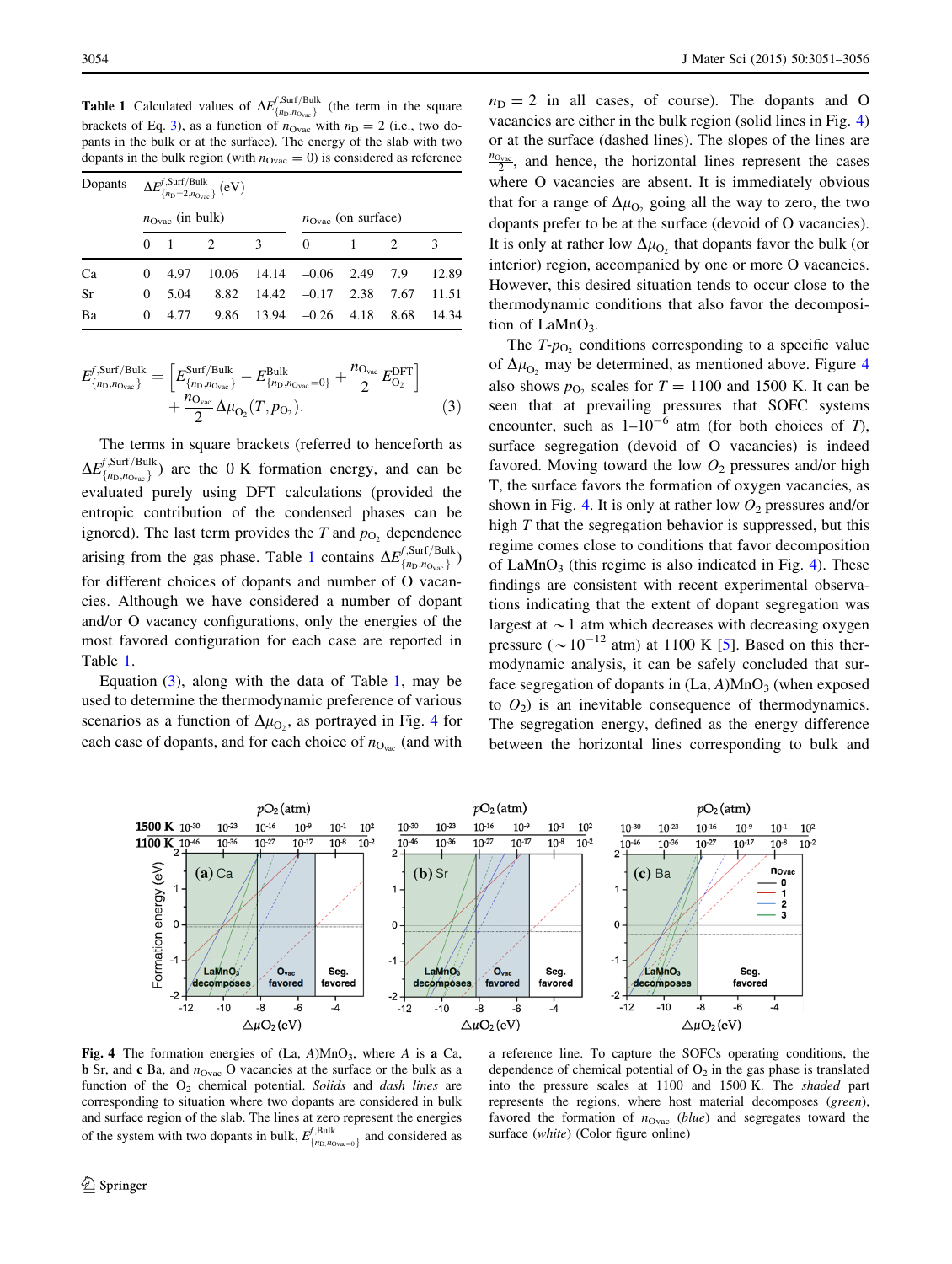**Table 1** Calculated values of $\Delta E^{f,\text{Surf/Bulk}}_{\{n_\text{D},n_\text{Ovac}\}}$ (the term in the square brackets of Eq. 3), as a function of $n_\text{Ovac}$ with $n_\text{D} = 2$ (i.e., two dopants in the bulk or at the surface). The energy of the slab with two dopants in the bulk region (with $n_\text{Ovac} = 0$) is considered as reference

| Dopants | $\Delta E^{f,\text{Surf/Bulk}}_{\{n_\text{D}=2,n_\text{Ovac}\}}$ (eV) | | | | | | | |
|---|---|---|---|---|---|---|---|---|
| | $n_\text{Ovac}$ (in bulk) | | | | $n_\text{Ovac}$ (on surface) | | | |
| | 0 | 1 | 2 | 3 | 0 | 1 | 2 | 3 |
| Ca | 0 | 4.97 | 10.06 | 14.14 | –0.06 | 2.49 | 7.9 | 12.89 |
| Sr | 0 | 5.04 | 8.82 | 14.42 | –0.17 | 2.38 | 7.67 | 11.51 |
| Ba | 0 | 4.77 | 9.86 | 13.94 | –0.26 | 4.18 | 8.68 | 14.34 |

$$E^{f,\text{Surf/Bulk}}_{\{n_\text{D},n_\text{Ovac}\}} = \left[E^{\text{Surf/Bulk}}_{\{n_\text{D},n_\text{Ovac}\}} - E^{\text{Bulk}}_{\{n_\text{D},n_\text{Ovac}=0\}} + \frac{n_{\text{O}_\text{vac}}}{2}E^{\text{DFT}}_{\text{O}_2}\right] + \frac{n_{\text{O}_\text{vac}}}{2}\Delta\mu_{\text{O}_2}(T, p_{\text{O}_2}). \quad (3)$$

The terms in square brackets (referred to henceforth as $\Delta E^{f,\text{Surf/Bulk}}_{\{n_\text{D},n_\text{Ovac}\}}$) are the 0 K formation energy, and can be evaluated purely using DFT calculations (provided the entropic contribution of the condensed phases can be ignored). The last term provides the $T$ and $p_{\text{O}_2}$ dependence arising from the gas phase. Table 1 contains $\Delta E^{f,\text{Surf/Bulk}}_{\{n_\text{D},n_{\text{O}_\text{vac}}\}}$) for different choices of dopants and number of O vacancies. Although we have considered a number of dopant and/or O vacancy configurations, only the energies of the most favored configuration for each case are reported in Table 1.

Equation (3), along with the data of Table 1, may be used to determine the thermodynamic preference of various scenarios as a function of $\Delta\mu_{\text{O}_2}$, as portrayed in Fig. 4 for each case of dopants, and for each choice of $n_{\text{O}_\text{vac}}$ (and with $n_\text{D} = 2$ in all cases, of course). The dopants and O vacancies are either in the bulk region (solid lines in Fig. 4) or at the surface (dashed lines). The slopes of the lines are $\frac{n_\text{Ovac}}{2}$, and hence, the horizontal lines represent the cases where O vacancies are absent. It is immediately obvious that for a range of $\Delta\mu_{\text{O}_2}$ going all the way to zero, the two dopants prefer to be at the surface (devoid of O vacancies). It is only at rather low $\Delta\mu_{\text{O}_2}$ that dopants favor the bulk (or interior) region, accompanied by one or more O vacancies. However, this desired situation tends to occur close to the thermodynamic conditions that also favor the decomposition of $LaMnO_3$.

The $T$-$p_{\text{O}_2}$ conditions corresponding to a specific value of $\Delta\mu_{\text{O}_2}$ may be determined, as mentioned above. Figure 4 also shows $p_{\text{O}_2}$ scales for $T = 1100$ and 1500 K. It can be seen that at prevailing pressures that SOFC systems encounter, such as 1–$10^{-6}$ atm (for both choices of $T$), surface segregation (devoid of O vacancies) is indeed favored. Moving toward the low $O_2$ pressures and/or high T, the surface favors the formation of oxygen vacancies, as shown in Fig. 4. It is only at rather low $O_2$ pressures and/or high $T$ that the segregation behavior is suppressed, but this regime comes close to conditions that favor decomposition of $LaMnO_3$ (this regime is also indicated in Fig. 4). These findings are consistent with recent experimental observations indicating that the extent of dopant segregation was largest at $\sim$1 atm which decreases with decreasing oxygen pressure ($\sim 10^{-12}$ atm) at 1100 K [5]. Based on this thermodynamic analysis, it can be safely concluded that surface segregation of dopants in (La, $A$)$MnO_3$ (when exposed to $O_2$) is an inevitable consequence of thermodynamics. The segregation energy, defined as the energy difference between the horizontal lines corresponding to bulk and

**Fig. 4** The formation energies of (La, $A$)$MnO_3$, where $A$ is **a** Ca, **b** Sr, and **c** Ba, and $n_\text{Ovac}$ O vacancies at the surface or the bulk as a function of the $O_2$ chemical potential. *Solids* and *dash lines* are corresponding to situation where two dopants are considered in bulk and surface region of the slab. The lines at zero represent the energies of the system with two dopants in bulk, $E^{f,\text{Bulk}}_{\{n_\text{D},n_\text{Ovac}=0\}}$ and considered as a reference line. To capture the SOFCs operating conditions, the dependence of chemical potential of $O_2$ in the gas phase is translated into the pressure scales at 1100 and 1500 K. The *shaded* part represents the regions, where host material decomposes (*green*), favored the formation of $n_\text{Ovac}$ (*blue*) and segregates toward the surface (*white*) (Color figure online)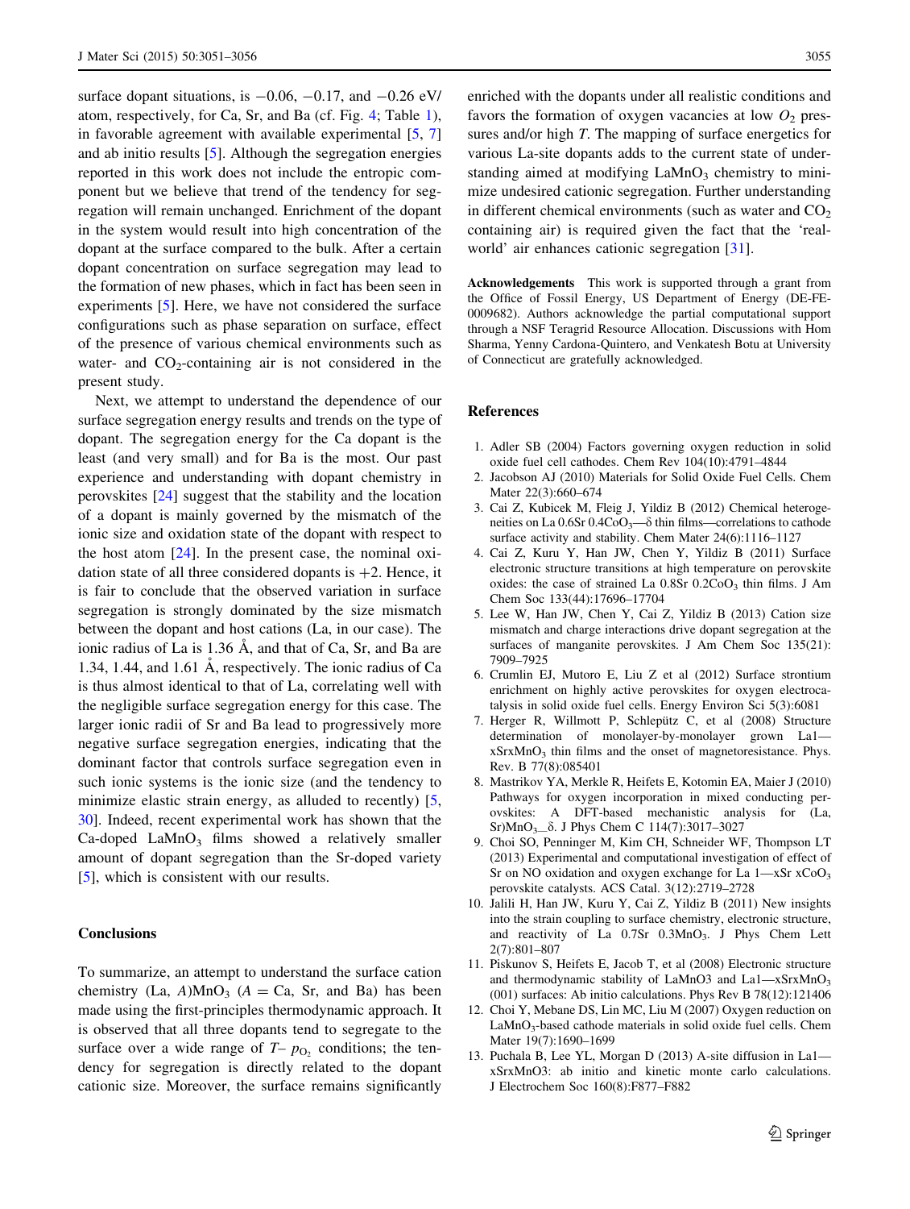surface dopant situations, is −0.06, −0.17, and −0.26 eV/atom, respectively, for Ca, Sr, and Ba (cf. Fig. 4; Table 1), in favorable agreement with available experimental [5, 7] and ab initio results [5]. Although the segregation energies reported in this work does not include the entropic component but we believe that trend of the tendency for segregation will remain unchanged. Enrichment of the dopant in the system would result into high concentration of the dopant at the surface compared to the bulk. After a certain dopant concentration on surface segregation may lead to the formation of new phases, which in fact has been seen in experiments [5]. Here, we have not considered the surface configurations such as phase separation on surface, effect of the presence of various chemical environments such as water- and $CO_2$-containing air is not considered in the present study.

Next, we attempt to understand the dependence of our surface segregation energy results and trends on the type of dopant. The segregation energy for the Ca dopant is the least (and very small) and for Ba is the most. Our past experience and understanding with dopant chemistry in perovskites [24] suggest that the stability and the location of a dopant is mainly governed by the mismatch of the ionic size and oxidation state of the dopant with respect to the host atom [24]. In the present case, the nominal oxidation state of all three considered dopants is +2. Hence, it is fair to conclude that the observed variation in surface segregation is strongly dominated by the size mismatch between the dopant and host cations (La, in our case). The ionic radius of La is 1.36 Å, and that of Ca, Sr, and Ba are 1.34, 1.44, and 1.61 Å, respectively. The ionic radius of Ca is thus almost identical to that of La, correlating well with the negligible surface segregation energy for this case. The larger ionic radii of Sr and Ba lead to progressively more negative surface segregation energies, indicating that the dominant factor that controls surface segregation even in such ionic systems is the ionic size (and the tendency to minimize elastic strain energy, as alluded to recently) [5, 30]. Indeed, recent experimental work has shown that the Ca-doped $LaMnO_3$ films showed a relatively smaller amount of dopant segregation than the Sr-doped variety [5], which is consistent with our results.

## Conclusions

To summarize, an attempt to understand the surface cation chemistry (La, $A$)$MnO_3$ ($A$ = Ca, Sr, and Ba) has been made using the first-principles thermodynamic approach. It is observed that all three dopants tend to segregate to the surface over a wide range of $T$– $p_{O_2}$ conditions; the tendency for segregation is directly related to the dopant cationic size. Moreover, the surface remains significantly enriched with the dopants under all realistic conditions and favors the formation of oxygen vacancies at low $O_2$ pressures and/or high $T$. The mapping of surface energetics for various La-site dopants adds to the current state of understanding aimed at modifying $LaMnO_3$ chemistry to minimize undesired cationic segregation. Further understanding in different chemical environments (such as water and $CO_2$ containing air) is required given the fact that the 'real-world' air enhances cationic segregation [31].

**Acknowledgements** This work is supported through a grant from the Office of Fossil Energy, US Department of Energy (DE-FE-0009682). Authors acknowledge the partial computational support through a NSF Teragrid Resource Allocation. Discussions with Hom Sharma, Yenny Cardona-Quintero, and Venkatesh Botu at University of Connecticut are gratefully acknowledged.

## References

1. Adler SB (2004) Factors governing oxygen reduction in solid oxide fuel cell cathodes. Chem Rev 104(10):4791–4844
2. Jacobson AJ (2010) Materials for Solid Oxide Fuel Cells. Chem Mater 22(3):660–674
3. Cai Z, Kubicek M, Fleig J, Yildiz B (2012) Chemical heterogeneities on La 0.6Sr 0.4$CoO_3$—δ thin films—correlations to cathode surface activity and stability. Chem Mater 24(6):1116–1127
4. Cai Z, Kuru Y, Han JW, Chen Y, Yildiz B (2011) Surface electronic structure transitions at high temperature on perovskite oxides: the case of strained La 0.8Sr 0.2$CoO_3$ thin films. J Am Chem Soc 133(44):17696–17704
5. Lee W, Han JW, Chen Y, Cai Z, Yildiz B (2013) Cation size mismatch and charge interactions drive dopant segregation at the surfaces of manganite perovskites. J Am Chem Soc 135(21): 7909–7925
6. Crumlin EJ, Mutoro E, Liu Z et al (2012) Surface strontium enrichment on highly active perovskites for oxygen electrocatalysis in solid oxide fuel cells. Energy Environ Sci 5(3):6081
7. Herger R, Willmott P, Schlepütz C, et al (2008) Structure determination of monolayer-by-monolayer grown La1—xSrx$MnO_3$ thin films and the onset of magnetoresistance. Phys. Rev. B 77(8):085401
8. Mastrikov YA, Merkle R, Heifets E, Kotomin EA, Maier J (2010) Pathways for oxygen incorporation in mixed conducting perovskites: A DFT-based mechanistic analysis for (La, Sr)$MnO_3$_δ. J Phys Chem C 114(7):3017–3027
9. Choi SO, Penninger M, Kim CH, Schneider WF, Thompson LT (2013) Experimental and computational investigation of effect of Sr on NO oxidation and oxygen exchange for La 1—xSr x$CoO_3$ perovskite catalysts. ACS Catal. 3(12):2719–2728
10. Jalili H, Han JW, Kuru Y, Cai Z, Yildiz B (2011) New insights into the strain coupling to surface chemistry, electronic structure, and reactivity of La 0.7Sr 0.3$MnO_3$. J Phys Chem Lett 2(7):801–807
11. Piskunov S, Heifets E, Jacob T, et al (2008) Electronic structure and thermodynamic stability of LaMnO3 and La1—xSrx$MnO_3$ (001) surfaces: Ab initio calculations. Phys Rev B 78(12):121406
12. Choi Y, Mebane DS, Lin MC, Liu M (2007) Oxygen reduction on $LaMnO_3$-based cathode materials in solid oxide fuel cells. Chem Mater 19(7):1690–1699
13. Puchala B, Lee YL, Morgan D (2013) A-site diffusion in La1—xSrxMnO3: ab initio and kinetic monte carlo calculations. J Electrochem Soc 160(8):F877–F882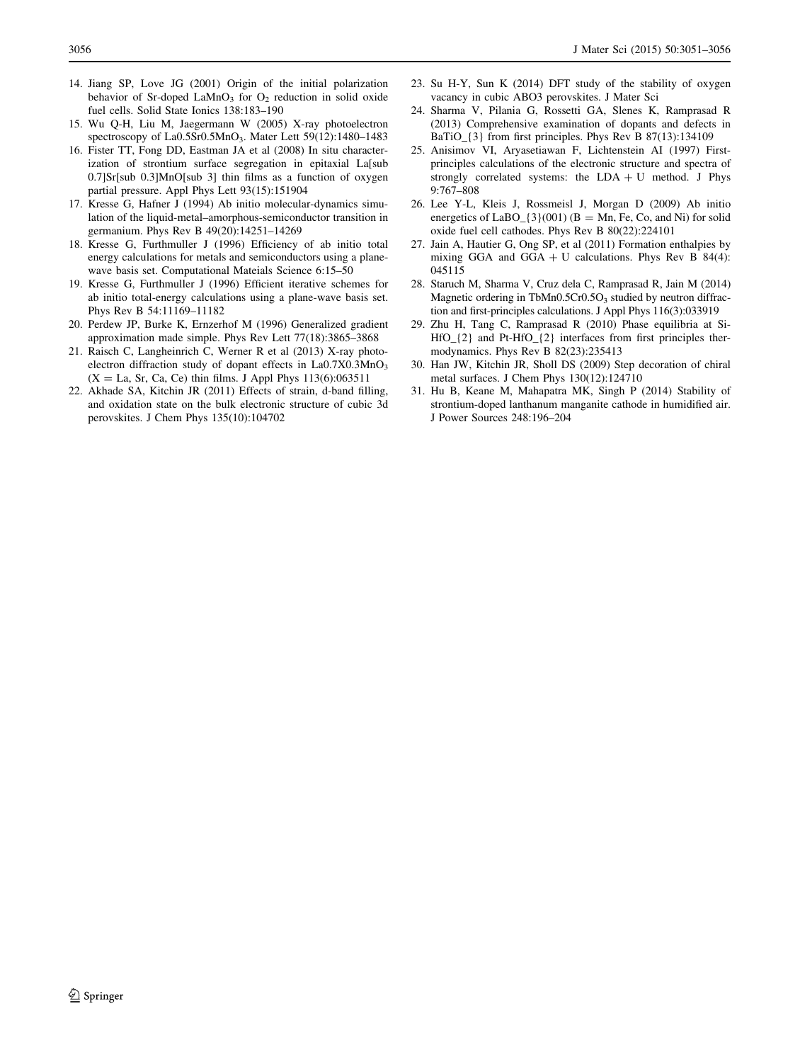14. Jiang SP, Love JG (2001) Origin of the initial polarization behavior of Sr-doped $LaMnO_3$ for $O_2$ reduction in solid oxide fuel cells. Solid State Ionics 138:183–190
15. Wu Q-H, Liu M, Jaegermann W (2005) X-ray photoelectron spectroscopy of $La0.5Sr0.5MnO_3$. Mater Lett 59(12):1480–1483
16. Fister TT, Fong DD, Eastman JA et al (2008) In situ characterization of strontium surface segregation in epitaxial La[sub 0.7]Sr[sub 0.3]MnO[sub 3] thin films as a function of oxygen partial pressure. Appl Phys Lett 93(15):151904
17. Kresse G, Hafner J (1994) Ab initio molecular-dynamics simulation of the liquid-metal–amorphous-semiconductor transition in germanium. Phys Rev B 49(20):14251–14269
18. Kresse G, Furthmuller J (1996) Efficiency of ab initio total energy calculations for metals and semiconductors using a plane-wave basis set. Computational Mateials Science 6:15–50
19. Kresse G, Furthmuller J (1996) Efficient iterative schemes for ab initio total-energy calculations using a plane-wave basis set. Phys Rev B 54:11169–11182
20. Perdew JP, Burke K, Ernzerhof M (1996) Generalized gradient approximation made simple. Phys Rev Lett 77(18):3865–3868
21. Raisch C, Langheinrich C, Werner R et al (2013) X-ray photoelectron diffraction study of dopant effects in $La0.7X0.3MnO_3$ (X = La, Sr, Ca, Ce) thin films. J Appl Phys 113(6):063511
22. Akhade SA, Kitchin JR (2011) Effects of strain, d-band filling, and oxidation state on the bulk electronic structure of cubic 3d perovskites. J Chem Phys 135(10):104702
23. Su H-Y, Sun K (2014) DFT study of the stability of oxygen vacancy in cubic ABO3 perovskites. J Mater Sci
24. Sharma V, Pilania G, Rossetti GA, Slenes K, Ramprasad R (2013) Comprehensive examination of dopants and defects in BaTiO_{3} from first principles. Phys Rev B 87(13):134109
25. Anisimov VI, Aryasetiawan F, Lichtenstein AI (1997) First-principles calculations of the electronic structure and spectra of strongly correlated systems: the LDA + U method. J Phys 9:767–808
26. Lee Y-L, Kleis J, Rossmeisl J, Morgan D (2009) Ab initio energetics of LaBO_{3}(001) (B = Mn, Fe, Co, and Ni) for solid oxide fuel cell cathodes. Phys Rev B 80(22):224101
27. Jain A, Hautier G, Ong SP, et al (2011) Formation enthalpies by mixing GGA and GGA + U calculations. Phys Rev B 84(4): 045115
28. Staruch M, Sharma V, Cruz dela C, Ramprasad R, Jain M (2014) Magnetic ordering in $TbMn0.5Cr0.5O_3$ studied by neutron diffraction and first-principles calculations. J Appl Phys 116(3):033919
29. Zhu H, Tang C, Ramprasad R (2010) Phase equilibria at Si-HfO_{2} and Pt-HfO_{2} interfaces from first principles thermodynamics. Phys Rev B 82(23):235413
30. Han JW, Kitchin JR, Sholl DS (2009) Step decoration of chiral metal surfaces. J Chem Phys 130(12):124710
31. Hu B, Keane M, Mahapatra MK, Singh P (2014) Stability of strontium-doped lanthanum manganite cathode in humidified air. J Power Sources 248:196–204